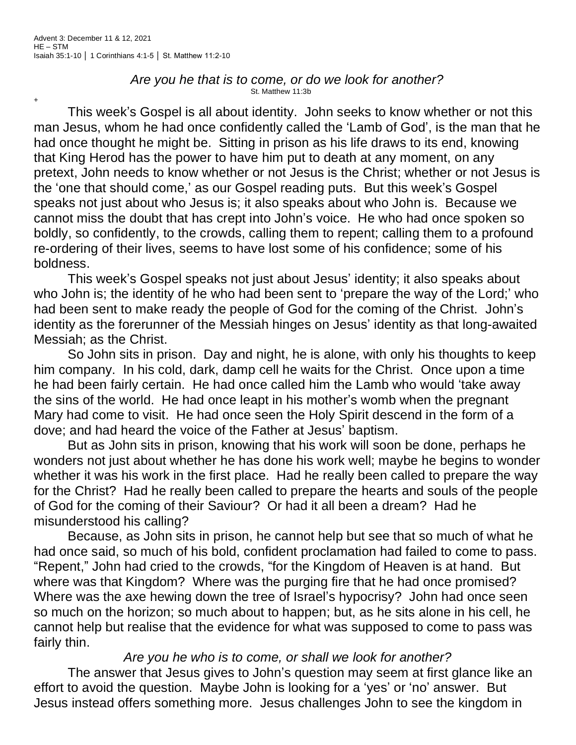Advent 3: December 11 & 12, 2021
HE – STM
Isaiah 35:1-10 │ 1 Corinthians 4:1-5 │ St. Matthew 11:2-10

*Are you he that is to come, or do we look for another?*
St. Matthew 11:3b

+

This week's Gospel is all about identity. John seeks to know whether or not this man Jesus, whom he had once confidently called the 'Lamb of God', is the man that he had once thought he might be. Sitting in prison as his life draws to its end, knowing that King Herod has the power to have him put to death at any moment, on any pretext, John needs to know whether or not Jesus is the Christ; whether or not Jesus is the 'one that should come,' as our Gospel reading puts. But this week's Gospel speaks not just about who Jesus is; it also speaks about who John is. Because we cannot miss the doubt that has crept into John's voice. He who had once spoken so boldly, so confidently, to the crowds, calling them to repent; calling them to a profound re-ordering of their lives, seems to have lost some of his confidence; some of his boldness.

This week's Gospel speaks not just about Jesus' identity; it also speaks about who John is; the identity of he who had been sent to 'prepare the way of the Lord;' who had been sent to make ready the people of God for the coming of the Christ. John's identity as the forerunner of the Messiah hinges on Jesus' identity as that long-awaited Messiah; as the Christ.

So John sits in prison. Day and night, he is alone, with only his thoughts to keep him company. In his cold, dark, damp cell he waits for the Christ. Once upon a time he had been fairly certain. He had once called him the Lamb who would 'take away the sins of the world. He had once leapt in his mother's womb when the pregnant Mary had come to visit. He had once seen the Holy Spirit descend in the form of a dove; and had heard the voice of the Father at Jesus' baptism.

But as John sits in prison, knowing that his work will soon be done, perhaps he wonders not just about whether he has done his work well; maybe he begins to wonder whether it was his work in the first place. Had he really been called to prepare the way for the Christ? Had he really been called to prepare the hearts and souls of the people of God for the coming of their Saviour? Or had it all been a dream? Had he misunderstood his calling?

Because, as John sits in prison, he cannot help but see that so much of what he had once said, so much of his bold, confident proclamation had failed to come to pass. "Repent," John had cried to the crowds, "for the Kingdom of Heaven is at hand. But where was that Kingdom? Where was the purging fire that he had once promised? Where was the axe hewing down the tree of Israel's hypocrisy? John had once seen so much on the horizon; so much about to happen; but, as he sits alone in his cell, he cannot help but realise that the evidence for what was supposed to come to pass was fairly thin.

*Are you he who is to come, or shall we look for another?*

The answer that Jesus gives to John's question may seem at first glance like an effort to avoid the question. Maybe John is looking for a 'yes' or 'no' answer. But Jesus instead offers something more. Jesus challenges John to see the kingdom in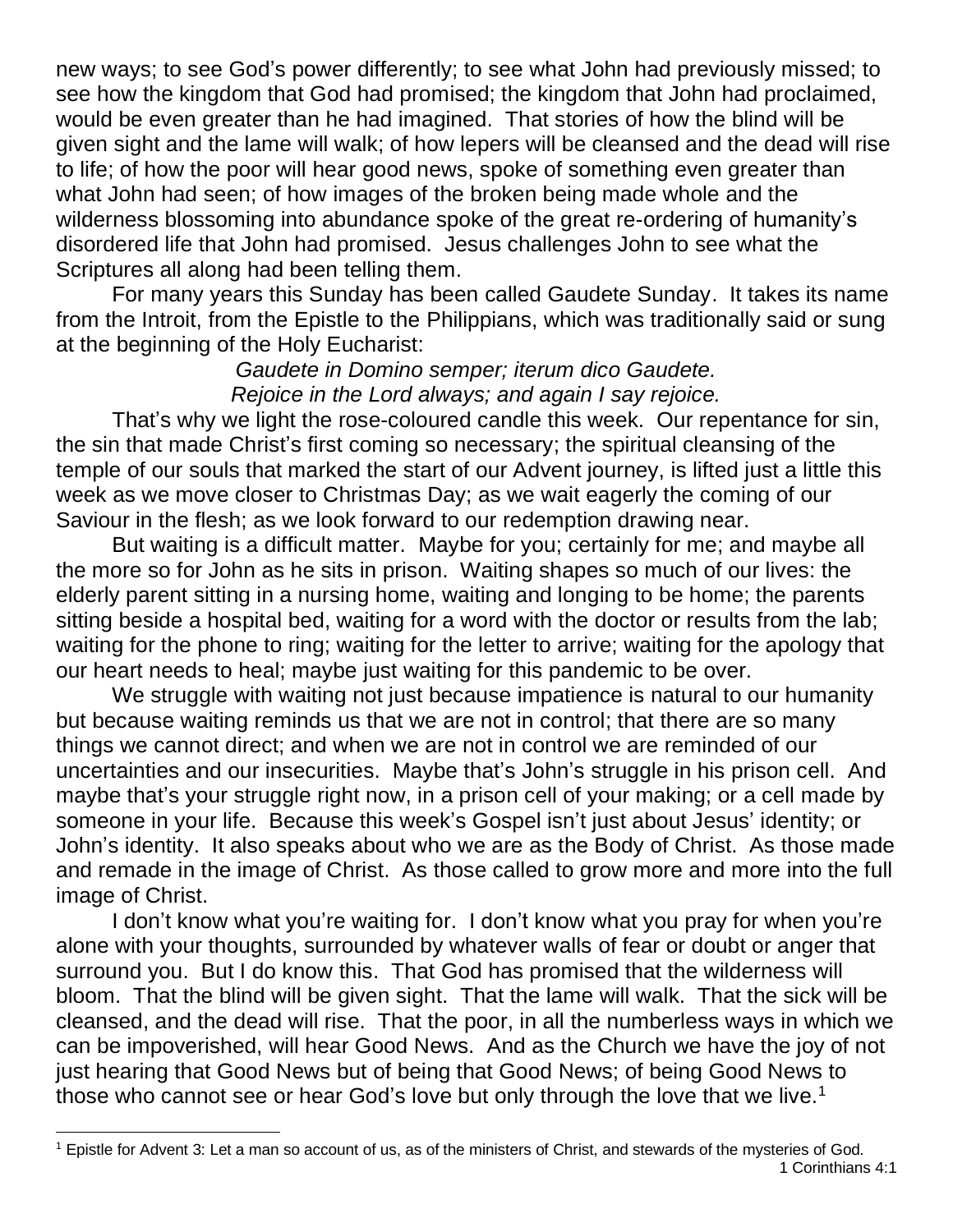new ways; to see God's power differently; to see what John had previously missed; to see how the kingdom that God had promised; the kingdom that John had proclaimed, would be even greater than he had imagined. That stories of how the blind will be given sight and the lame will walk; of how lepers will be cleansed and the dead will rise to life; of how the poor will hear good news, spoke of something even greater than what John had seen; of how images of the broken being made whole and the wilderness blossoming into abundance spoke of the great re-ordering of humanity's disordered life that John had promised. Jesus challenges John to see what the Scriptures all along had been telling them.

For many years this Sunday has been called Gaudete Sunday. It takes its name from the Introit, from the Epistle to the Philippians, which was traditionally said or sung at the beginning of the Holy Eucharist:

*Gaudete in Domino semper; iterum dico Gaudete.*
*Rejoice in the Lord always; and again I say rejoice.*

That's why we light the rose-coloured candle this week. Our repentance for sin, the sin that made Christ's first coming so necessary; the spiritual cleansing of the temple of our souls that marked the start of our Advent journey, is lifted just a little this week as we move closer to Christmas Day; as we wait eagerly the coming of our Saviour in the flesh; as we look forward to our redemption drawing near.

But waiting is a difficult matter. Maybe for you; certainly for me; and maybe all the more so for John as he sits in prison. Waiting shapes so much of our lives: the elderly parent sitting in a nursing home, waiting and longing to be home; the parents sitting beside a hospital bed, waiting for a word with the doctor or results from the lab; waiting for the phone to ring; waiting for the letter to arrive; waiting for the apology that our heart needs to heal; maybe just waiting for this pandemic to be over.

We struggle with waiting not just because impatience is natural to our humanity but because waiting reminds us that we are not in control; that there are so many things we cannot direct; and when we are not in control we are reminded of our uncertainties and our insecurities. Maybe that's John's struggle in his prison cell. And maybe that's your struggle right now, in a prison cell of your making; or a cell made by someone in your life. Because this week's Gospel isn't just about Jesus' identity; or John's identity. It also speaks about who we are as the Body of Christ. As those made and remade in the image of Christ. As those called to grow more and more into the full image of Christ.

I don't know what you're waiting for. I don't know what you pray for when you're alone with your thoughts, surrounded by whatever walls of fear or doubt or anger that surround you. But I do know this. That God has promised that the wilderness will bloom. That the blind will be given sight. That the lame will walk. That the sick will be cleansed, and the dead will rise. That the poor, in all the numberless ways in which we can be impoverished, will hear Good News. And as the Church we have the joy of not just hearing that Good News but of being that Good News; of being Good News to those who cannot see or hear God's love but only through the love that we live.[1]

---

[1] Epistle for Advent 3: Let a man so account of us, as of the ministers of Christ, and stewards of the mysteries of God.
1 Corinthians 4:1